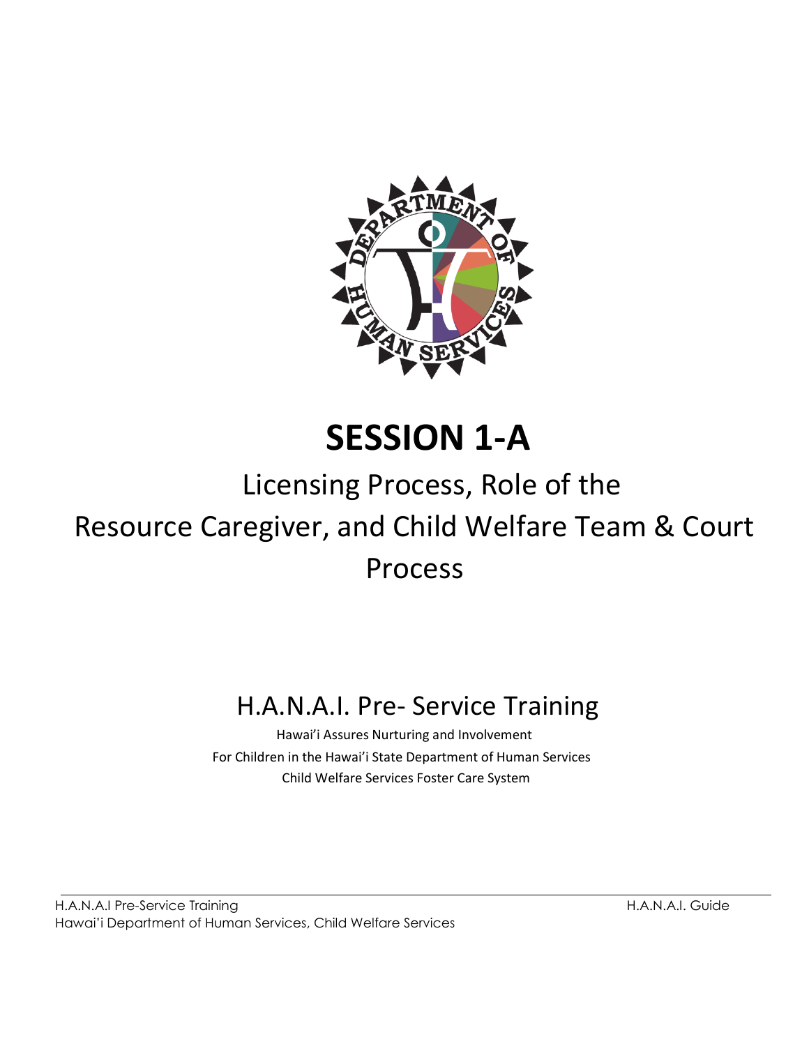# SESSION 1-A

## Licensing Process, Role of the Resource Caregiver, and Child Welfare Team & Court Process

## H.A.N.A.I. Pre- Service Training

Hawai'i Assures Nurturing and Involvement
For Children in the Hawai'i State Department of Human Services
Child Welfare Services Foster Care System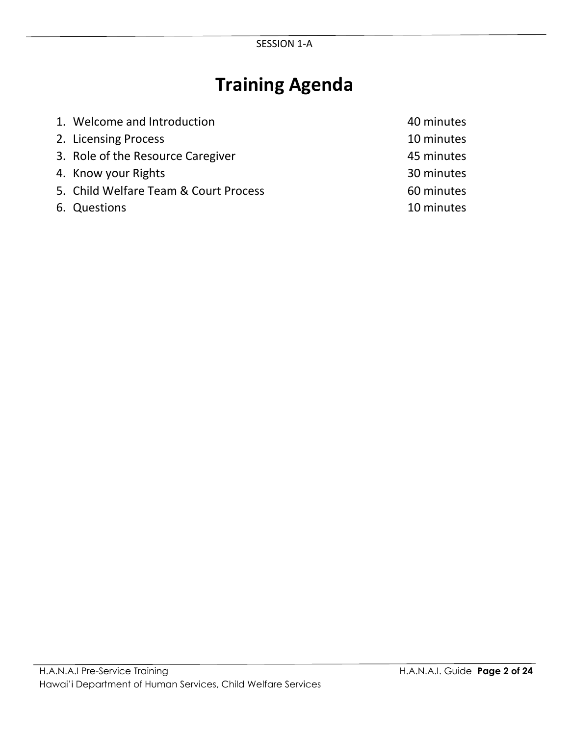# Training Agenda

| | |
|---|---|
| 1. Welcome and Introduction | 40 minutes |
| 2. Licensing Process | 10 minutes |
| 3. Role of the Resource Caregiver | 45 minutes |
| 4. Know your Rights | 30 minutes |
| 5. Child Welfare Team & Court Process | 60 minutes |
| 6. Questions | 10 minutes |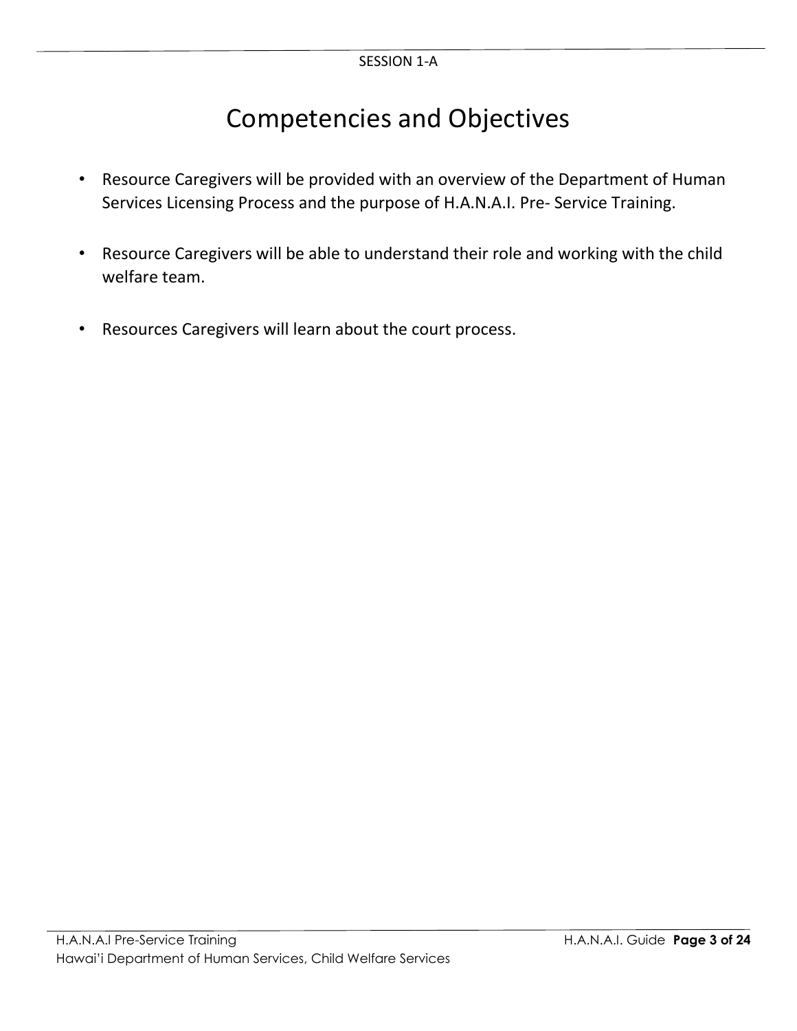SESSION 1-A

# Competencies and Objectives

- Resource Caregivers will be provided with an overview of the Department of Human Services Licensing Process and the purpose of H.A.N.A.I. Pre- Service Training.
- Resource Caregivers will be able to understand their role and working with the child welfare team.
- Resources Caregivers will learn about the court process.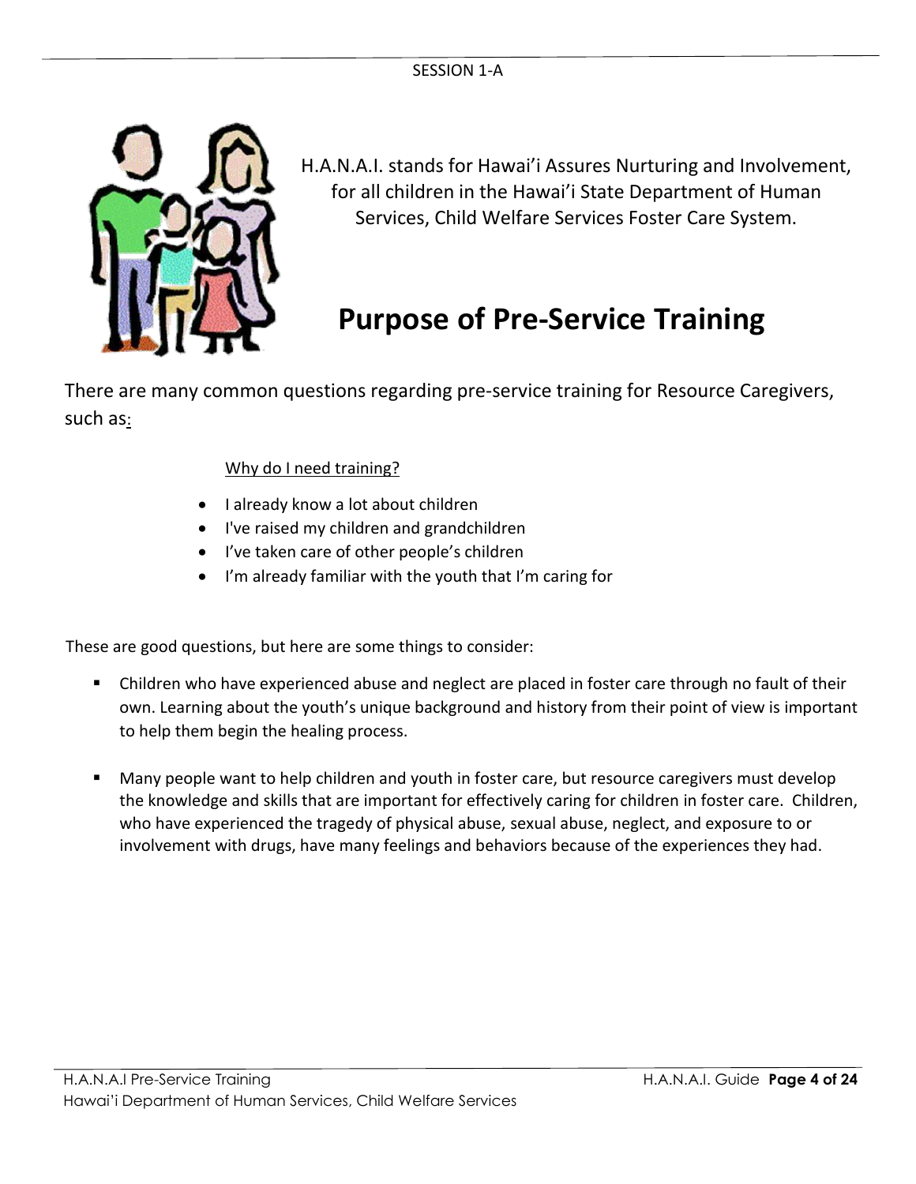H.A.N.A.I. stands for Hawai'i Assures Nurturing and Involvement, for all children in the Hawai'i State Department of Human Services, Child Welfare Services Foster Care System.

# Purpose of Pre-Service Training

There are many common questions regarding pre-service training for Resource Caregivers, such as:

Why do I need training?

- I already know a lot about children
- I've raised my children and grandchildren
- I've taken care of other people's children
- I'm already familiar with the youth that I'm caring for

These are good questions, but here are some things to consider:

- Children who have experienced abuse and neglect are placed in foster care through no fault of their own. Learning about the youth's unique background and history from their point of view is important to help them begin the healing process.

- Many people want to help children and youth in foster care, but resource caregivers must develop the knowledge and skills that are important for effectively caring for children in foster care. Children, who have experienced the tragedy of physical abuse, sexual abuse, neglect, and exposure to or involvement with drugs, have many feelings and behaviors because of the experiences they had.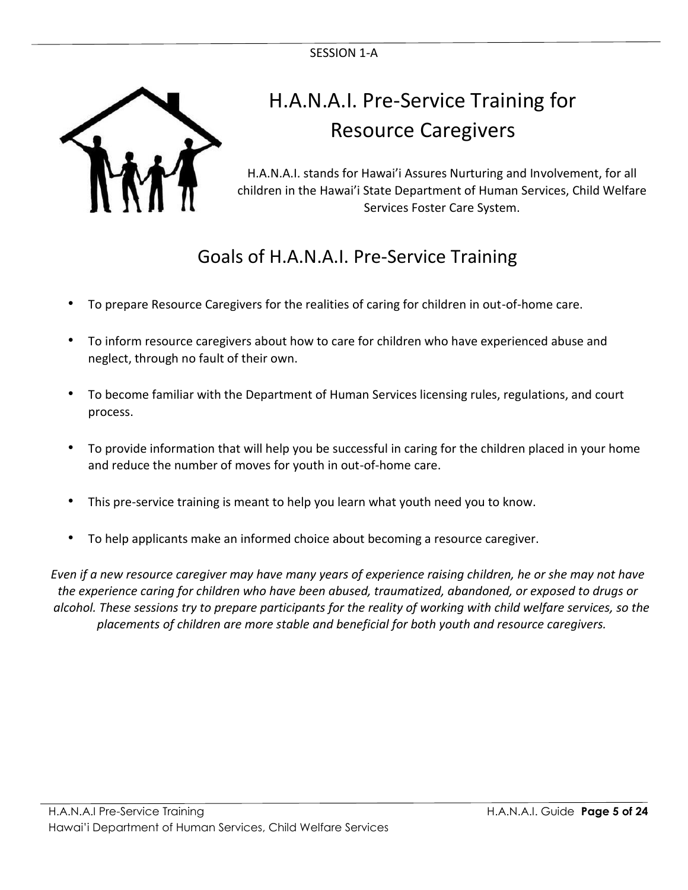SESSION 1-A

# H.A.N.A.I. Pre-Service Training for Resource Caregivers

H.A.N.A.I. stands for Hawai'i Assures Nurturing and Involvement, for all children in the Hawai'i State Department of Human Services, Child Welfare Services Foster Care System.

## Goals of H.A.N.A.I. Pre-Service Training

- To prepare Resource Caregivers for the realities of caring for children in out-of-home care.
- To inform resource caregivers about how to care for children who have experienced abuse and neglect, through no fault of their own.
- To become familiar with the Department of Human Services licensing rules, regulations, and court process.
- To provide information that will help you be successful in caring for the children placed in your home and reduce the number of moves for youth in out-of-home care.
- This pre-service training is meant to help you learn what youth need you to know.
- To help applicants make an informed choice about becoming a resource caregiver.

*Even if a new resource caregiver may have many years of experience raising children, he or she may not have the experience caring for children who have been abused, traumatized, abandoned, or exposed to drugs or alcohol. These sessions try to prepare participants for the reality of working with child welfare services, so the placements of children are more stable and beneficial for both youth and resource caregivers.*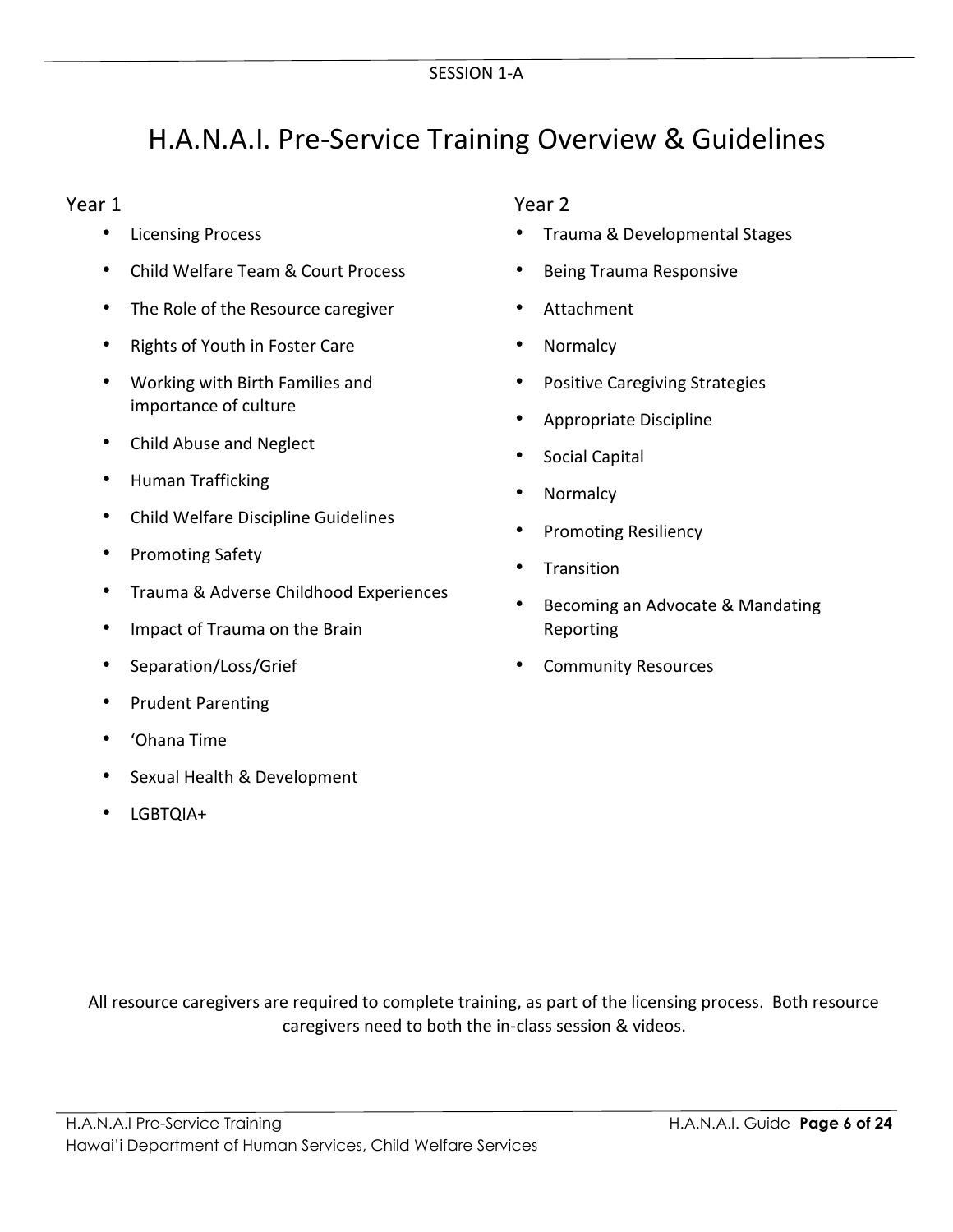SESSION 1-A

# H.A.N.A.I. Pre-Service Training Overview & Guidelines

## Year 1

- Licensing Process
- Child Welfare Team & Court Process
- The Role of the Resource caregiver
- Rights of Youth in Foster Care
- Working with Birth Families and importance of culture
- Child Abuse and Neglect
- Human Trafficking
- Child Welfare Discipline Guidelines
- Promoting Safety
- Trauma & Adverse Childhood Experiences
- Impact of Trauma on the Brain
- Separation/Loss/Grief
- Prudent Parenting
- ‘Ohana Time
- Sexual Health & Development
- LGBTQIA+

## Year 2

- Trauma & Developmental Stages
- Being Trauma Responsive
- Attachment
- Normalcy
- Positive Caregiving Strategies
- Appropriate Discipline
- Social Capital
- Normalcy
- Promoting Resiliency
- Transition
- Becoming an Advocate & Mandating Reporting
- Community Resources

All resource caregivers are required to complete training, as part of the licensing process. Both resource caregivers need to both the in-class session & videos.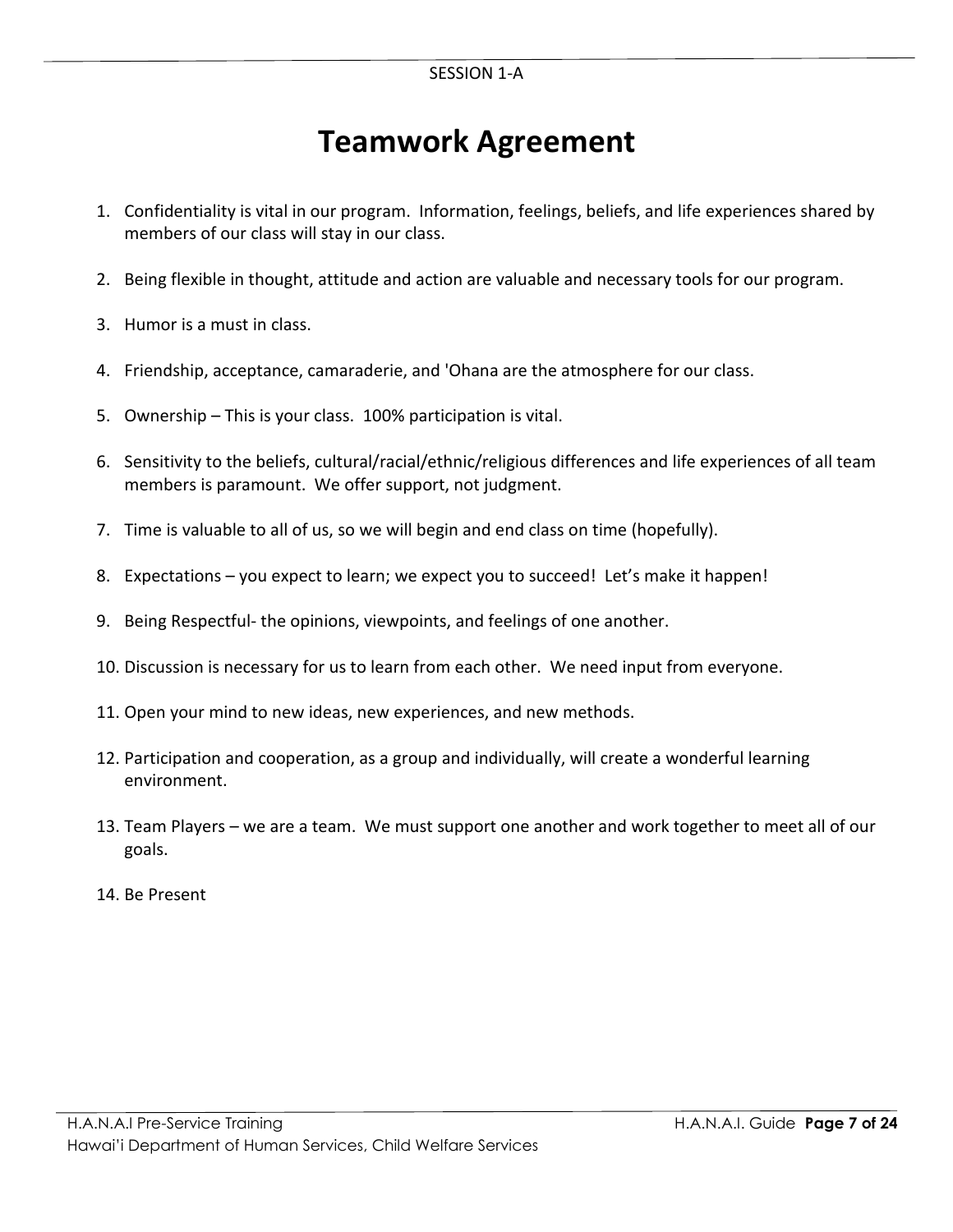# Teamwork Agreement

1. Confidentiality is vital in our program. Information, feelings, beliefs, and life experiences shared by members of our class will stay in our class.

2. Being flexible in thought, attitude and action are valuable and necessary tools for our program.

3. Humor is a must in class.

4. Friendship, acceptance, camaraderie, and 'Ohana are the atmosphere for our class.

5. Ownership – This is your class. 100% participation is vital.

6. Sensitivity to the beliefs, cultural/racial/ethnic/religious differences and life experiences of all team members is paramount. We offer support, not judgment.

7. Time is valuable to all of us, so we will begin and end class on time (hopefully).

8. Expectations – you expect to learn; we expect you to succeed! Let's make it happen!

9. Being Respectful- the opinions, viewpoints, and feelings of one another.

10. Discussion is necessary for us to learn from each other. We need input from everyone.

11. Open your mind to new ideas, new experiences, and new methods.

12. Participation and cooperation, as a group and individually, will create a wonderful learning environment.

13. Team Players – we are a team. We must support one another and work together to meet all of our goals.

14. Be Present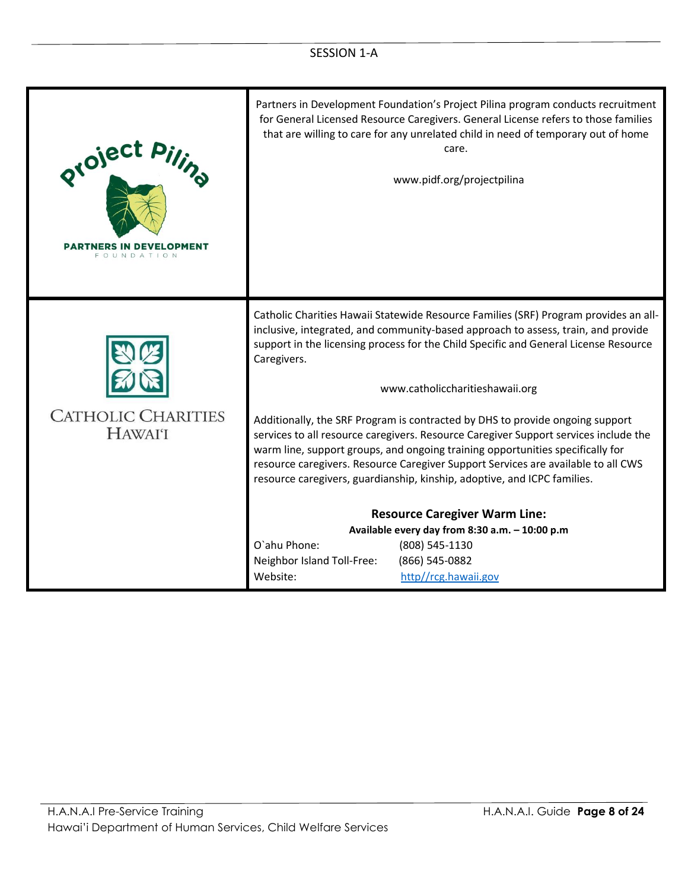SESSION 1-A

| | |
|---|---|
| Project Pilina<br>PARTNERS IN DEVELOPMENT FOUNDATION | Partners in Development Foundation's Project Pilina program conducts recruitment for General Licensed Resource Caregivers. General License refers to those families that are willing to care for any unrelated child in need of temporary out of home care.<br><br>www.pidf.org/projectpilina |
| CATHOLIC CHARITIES HAWAIʻI | Catholic Charities Hawaii Statewide Resource Families (SRF) Program provides an all-inclusive, integrated, and community-based approach to assess, train, and provide support in the licensing process for the Child Specific and General License Resource Caregivers.<br><br>www.catholiccharitieshawaii.org<br><br>Additionally, the SRF Program is contracted by DHS to provide ongoing support services to all resource caregivers. Resource Caregiver Support services include the warm line, support groups, and ongoing training opportunities specifically for resource caregivers. Resource Caregiver Support Services are available to all CWS resource caregivers, guardianship, kinship, adoptive, and ICPC families.<br><br>**Resource Caregiver Warm Line:**<br>**Available every day from 8:30 a.m. – 10:00 p.m**<br>O`ahu Phone: (808) 545-1130<br>Neighbor Island Toll-Free: (866) 545-0882<br>Website: http//rcg.hawaii.gov |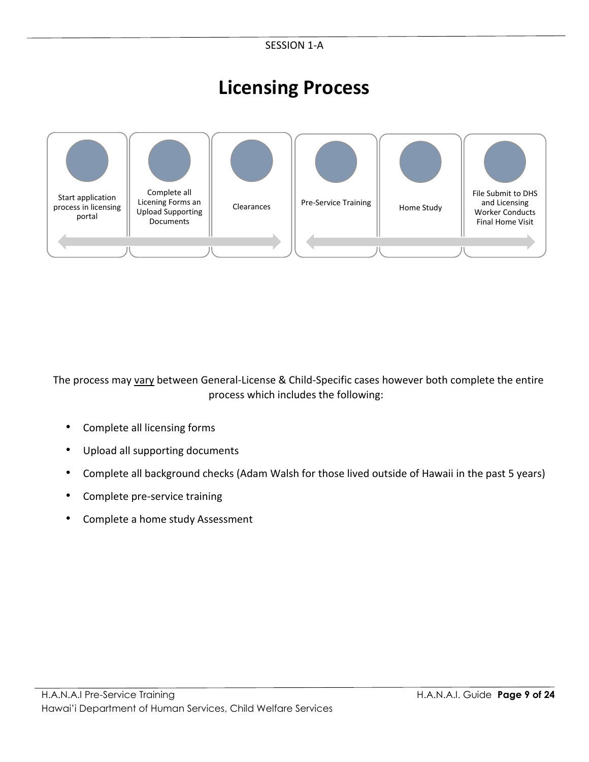# Licensing Process

1. Start application process in licensing portal
2. Complete all Licening Forms an Upload Supporting Documents
3. Clearances
4. Pre-Service Training
5. Home Study
6. File Submit to DHS and Licensing Worker Conducts Final Home Visit

The process may vary between General-License & Child-Specific cases however both complete the entire process which includes the following:

- Complete all licensing forms
- Upload all supporting documents
- Complete all background checks (Adam Walsh for those lived outside of Hawaii in the past 5 years)
- Complete pre-service training
- Complete a home study Assessment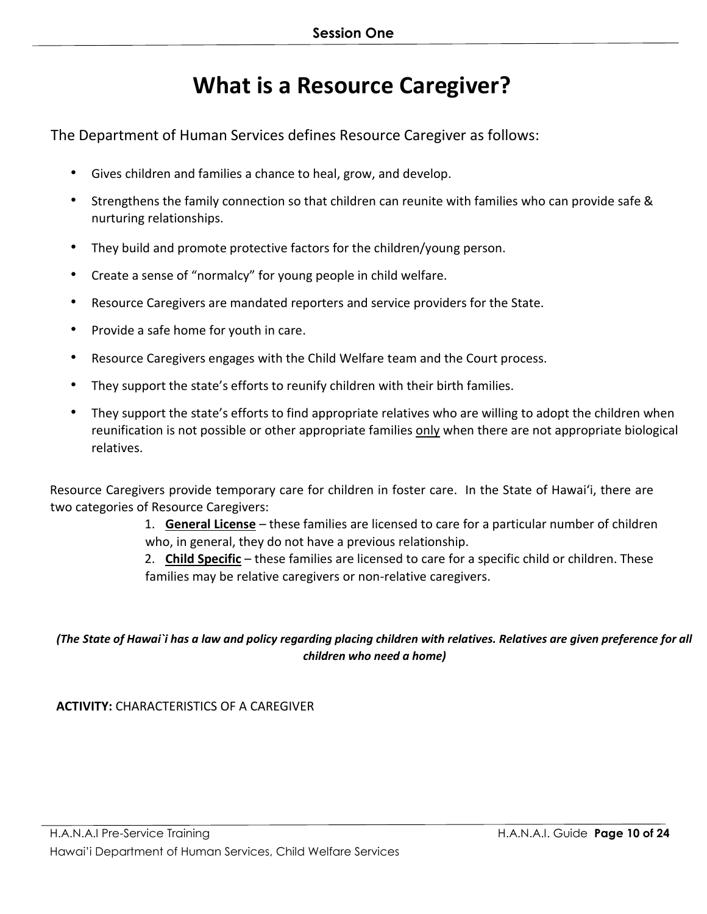# What is a Resource Caregiver?

The Department of Human Services defines Resource Caregiver as follows:

- Gives children and families a chance to heal, grow, and develop.
- Strengthens the family connection so that children can reunite with families who can provide safe & nurturing relationships.
- They build and promote protective factors for the children/young person.
- Create a sense of "normalcy" for young people in child welfare.
- Resource Caregivers are mandated reporters and service providers for the State.
- Provide a safe home for youth in care.
- Resource Caregivers engages with the Child Welfare team and the Court process.
- They support the state's efforts to reunify children with their birth families.
- They support the state's efforts to find appropriate relatives who are willing to adopt the children when reunification is not possible or other appropriate families <u>only</u> when there are not appropriate biological relatives.

Resource Caregivers provide temporary care for children in foster care. In the State of Hawai'i, there are two categories of Resource Caregivers:

1. **<u>General License</u>** – these families are licensed to care for a particular number of children who, in general, they do not have a previous relationship.
2. **<u>Child Specific</u>** – these families are licensed to care for a specific child or children. These families may be relative caregivers or non-relative caregivers.

***(The State of Hawai`i has a law and policy regarding placing children with relatives. Relatives are given preference for all children who need a home)***

**ACTIVITY:** CHARACTERISTICS OF A CAREGIVER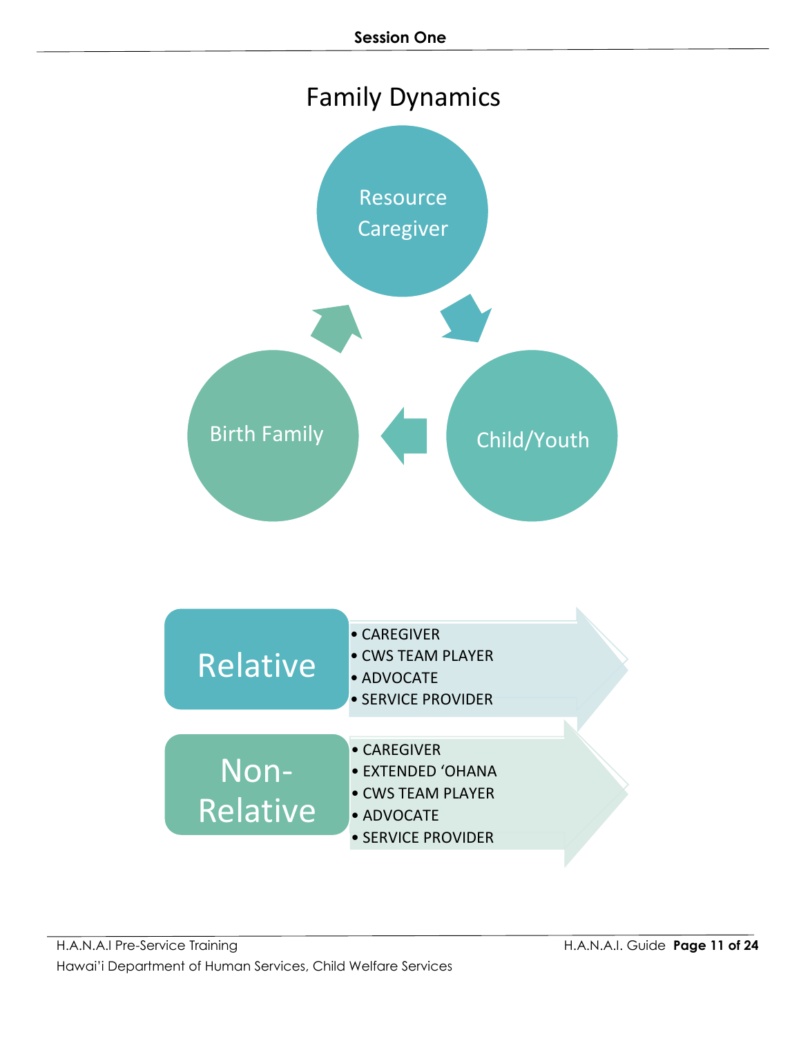# Family Dynamics

Resource Caregiver

Child/Youth

Birth Family

**Relative**

- CAREGIVER
- CWS TEAM PLAYER
- ADVOCATE
- SERVICE PROVIDER

**Non-Relative**

- CAREGIVER
- EXTENDED ʻOHANA
- CWS TEAM PLAYER
- ADVOCATE
- SERVICE PROVIDER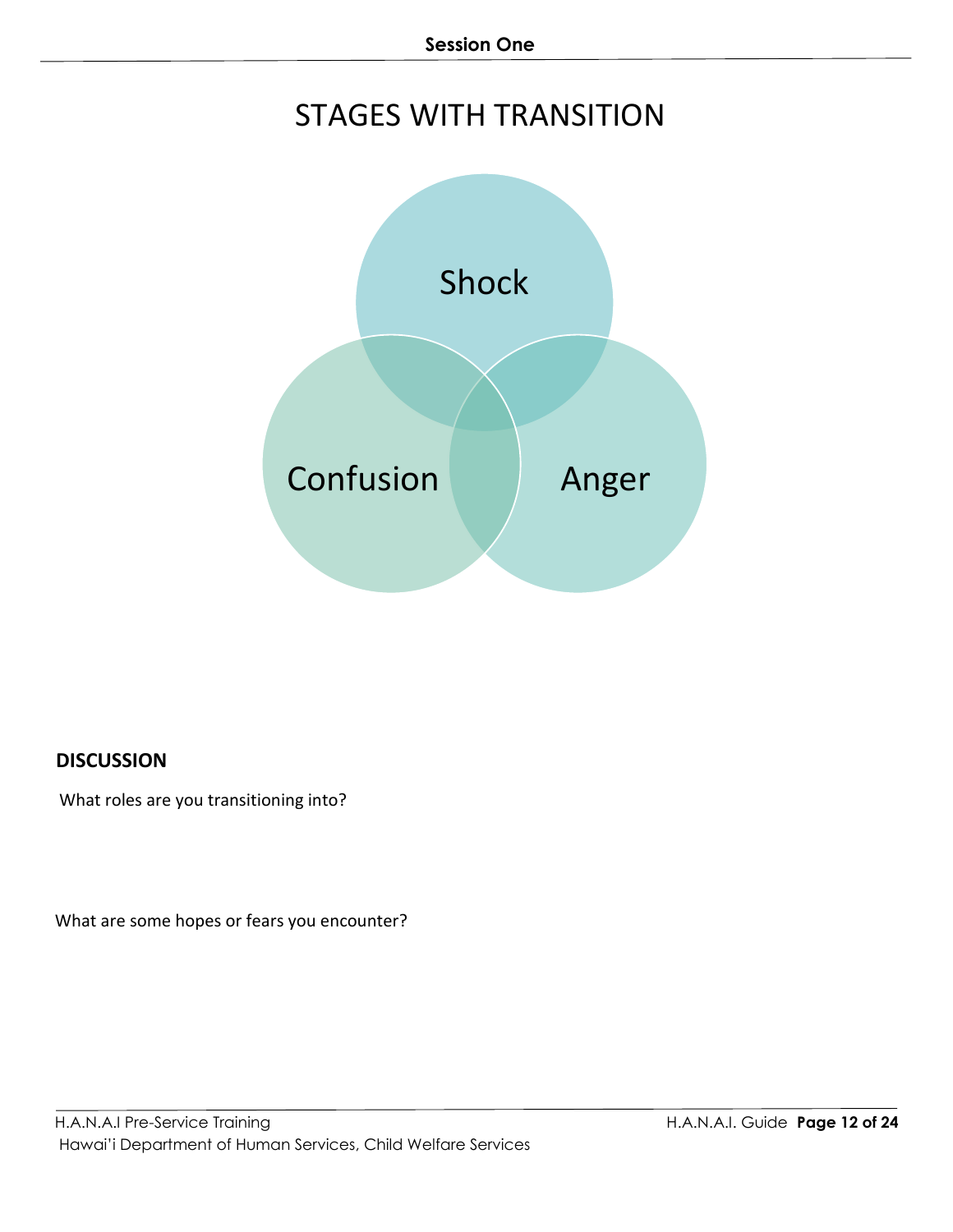# STAGES WITH TRANSITION

Shock

Confusion

Anger

**DISCUSSION**

What roles are you transitioning into?

What are some hopes or fears you encounter?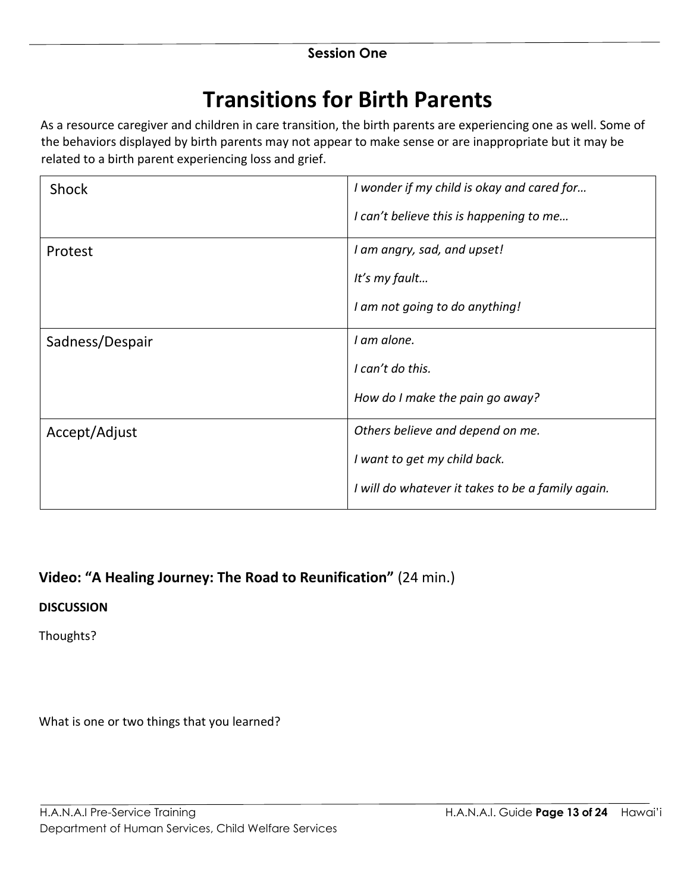**Session One**

# Transitions for Birth Parents

As a resource caregiver and children in care transition, the birth parents are experiencing one as well. Some of the behaviors displayed by birth parents may not appear to make sense or are inappropriate but it may be related to a birth parent experiencing loss and grief.

| | |
|---|---|
| Shock | *I wonder if my child is okay and cared for…*<br><br>*I can't believe this is happening to me…* |
| Protest | *I am angry, sad, and upset!*<br><br>*It's my fault…*<br><br>*I am not going to do anything!* |
| Sadness/Despair | *I am alone.*<br><br>*I can't do this.*<br><br>*How do I make the pain go away?* |
| Accept/Adjust | *Others believe and depend on me.*<br><br>*I want to get my child back.*<br><br>*I will do whatever it takes to be a family again.* |

## **Video: "A Healing Journey: The Road to Reunification"** (24 min.)

**DISCUSSION**

Thoughts?

What is one or two things that you learned?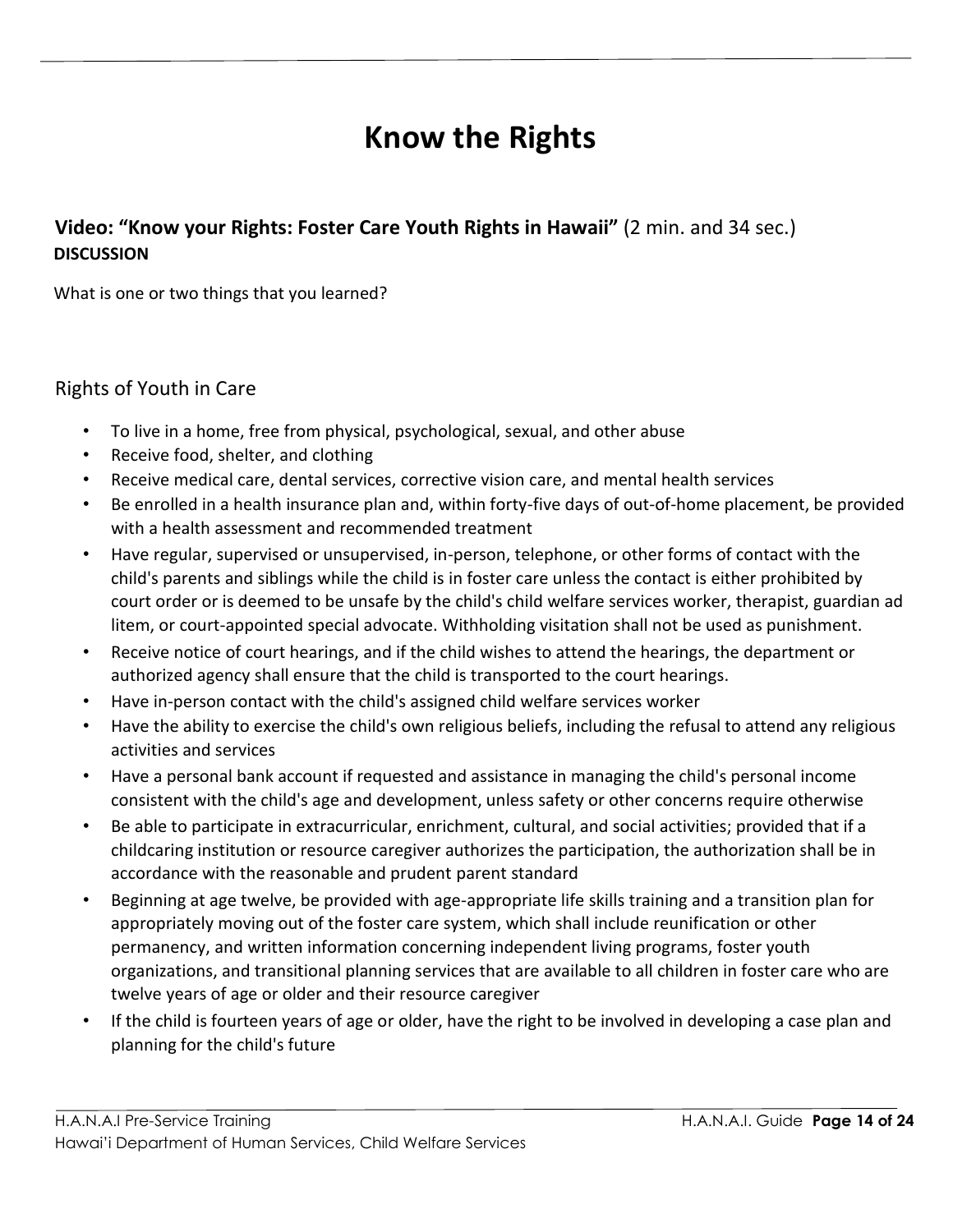# Know the Rights

**Video: "Know your Rights: Foster Care Youth Rights in Hawaii"** (2 min. and 34 sec.)

**DISCUSSION**

What is one or two things that you learned?

## Rights of Youth in Care

- To live in a home, free from physical, psychological, sexual, and other abuse
- Receive food, shelter, and clothing
- Receive medical care, dental services, corrective vision care, and mental health services
- Be enrolled in a health insurance plan and, within forty-five days of out-of-home placement, be provided with a health assessment and recommended treatment
- Have regular, supervised or unsupervised, in-person, telephone, or other forms of contact with the child's parents and siblings while the child is in foster care unless the contact is either prohibited by court order or is deemed to be unsafe by the child's child welfare services worker, therapist, guardian ad litem, or court-appointed special advocate. Withholding visitation shall not be used as punishment.
- Receive notice of court hearings, and if the child wishes to attend the hearings, the department or authorized agency shall ensure that the child is transported to the court hearings.
- Have in-person contact with the child's assigned child welfare services worker
- Have the ability to exercise the child's own religious beliefs, including the refusal to attend any religious activities and services
- Have a personal bank account if requested and assistance in managing the child's personal income consistent with the child's age and development, unless safety or other concerns require otherwise
- Be able to participate in extracurricular, enrichment, cultural, and social activities; provided that if a childcaring institution or resource caregiver authorizes the participation, the authorization shall be in accordance with the reasonable and prudent parent standard
- Beginning at age twelve, be provided with age-appropriate life skills training and a transition plan for appropriately moving out of the foster care system, which shall include reunification or other permanency, and written information concerning independent living programs, foster youth organizations, and transitional planning services that are available to all children in foster care who are twelve years of age or older and their resource caregiver
- If the child is fourteen years of age or older, have the right to be involved in developing a case plan and planning for the child's future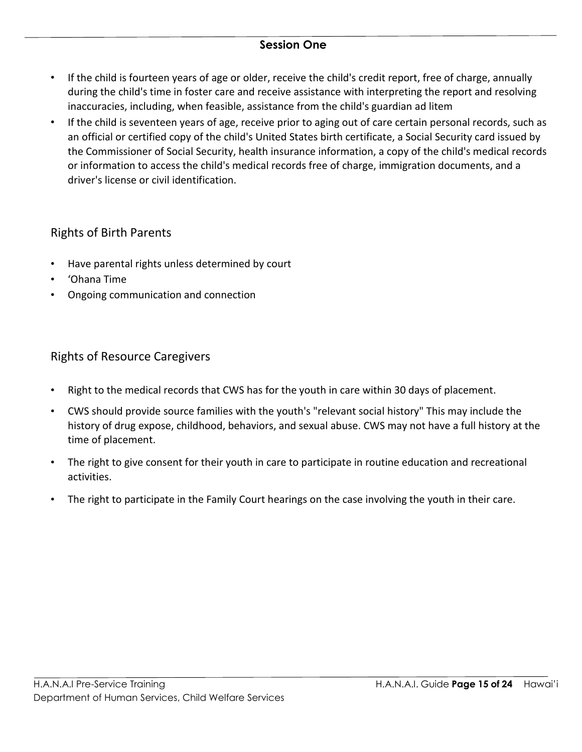## Session One

- If the child is fourteen years of age or older, receive the child's credit report, free of charge, annually during the child's time in foster care and receive assistance with interpreting the report and resolving inaccuracies, including, when feasible, assistance from the child's guardian ad litem
- If the child is seventeen years of age, receive prior to aging out of care certain personal records, such as an official or certified copy of the child's United States birth certificate, a Social Security card issued by the Commissioner of Social Security, health insurance information, a copy of the child's medical records or information to access the child's medical records free of charge, immigration documents, and a driver's license or civil identification.

### Rights of Birth Parents

- Have parental rights unless determined by court
- ʻOhana Time
- Ongoing communication and connection

### Rights of Resource Caregivers

- Right to the medical records that CWS has for the youth in care within 30 days of placement.
- CWS should provide source families with the youth's "relevant social history" This may include the history of drug expose, childhood, behaviors, and sexual abuse. CWS may not have a full history at the time of placement.
- The right to give consent for their youth in care to participate in routine education and recreational activities.
- The right to participate in the Family Court hearings on the case involving the youth in their care.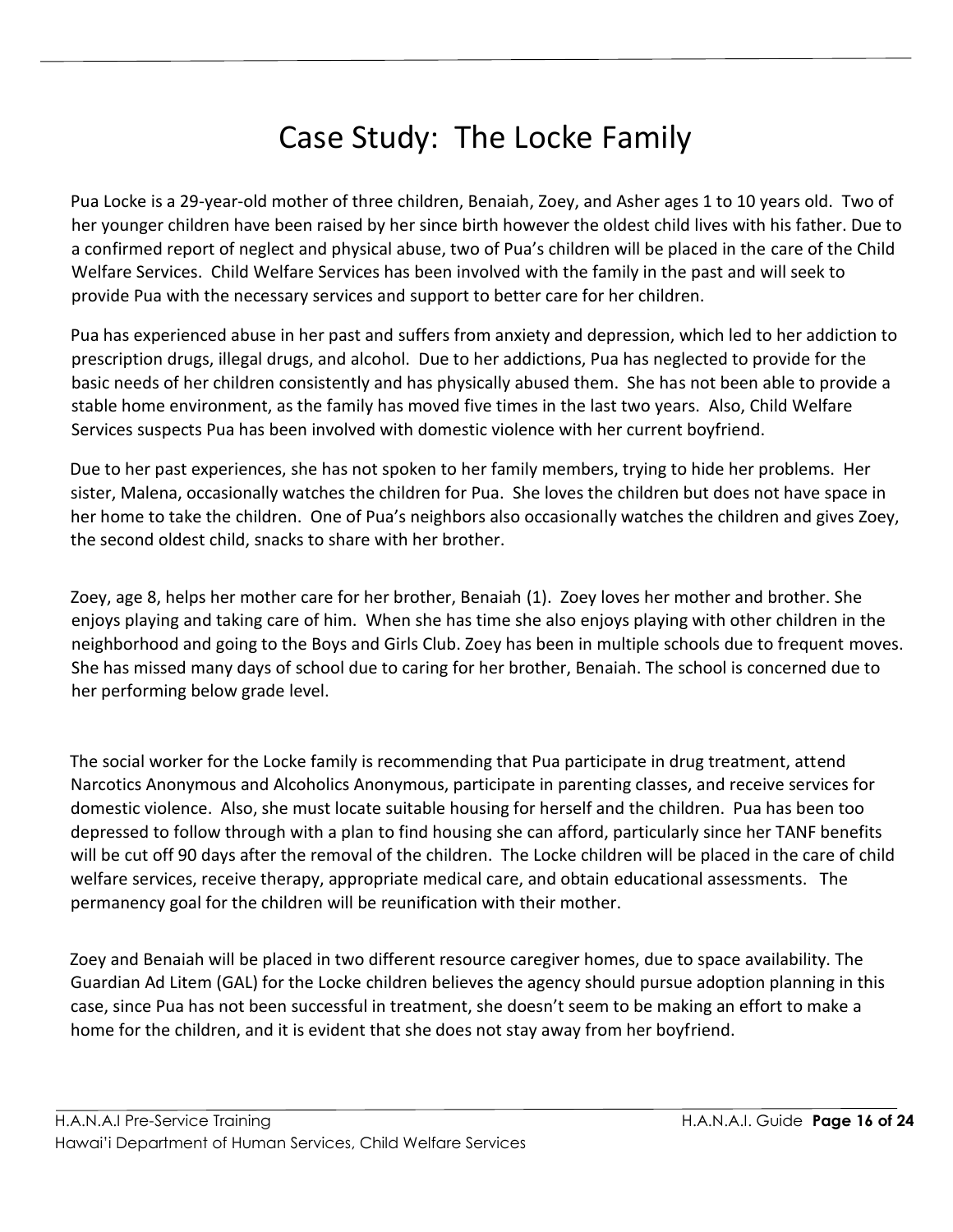# Case Study: The Locke Family

Pua Locke is a 29-year-old mother of three children, Benaiah, Zoey, and Asher ages 1 to 10 years old. Two of her younger children have been raised by her since birth however the oldest child lives with his father. Due to a confirmed report of neglect and physical abuse, two of Pua's children will be placed in the care of the Child Welfare Services. Child Welfare Services has been involved with the family in the past and will seek to provide Pua with the necessary services and support to better care for her children.

Pua has experienced abuse in her past and suffers from anxiety and depression, which led to her addiction to prescription drugs, illegal drugs, and alcohol. Due to her addictions, Pua has neglected to provide for the basic needs of her children consistently and has physically abused them. She has not been able to provide a stable home environment, as the family has moved five times in the last two years. Also, Child Welfare Services suspects Pua has been involved with domestic violence with her current boyfriend.

Due to her past experiences, she has not spoken to her family members, trying to hide her problems. Her sister, Malena, occasionally watches the children for Pua. She loves the children but does not have space in her home to take the children. One of Pua's neighbors also occasionally watches the children and gives Zoey, the second oldest child, snacks to share with her brother.

Zoey, age 8, helps her mother care for her brother, Benaiah (1). Zoey loves her mother and brother. She enjoys playing and taking care of him. When she has time she also enjoys playing with other children in the neighborhood and going to the Boys and Girls Club. Zoey has been in multiple schools due to frequent moves. She has missed many days of school due to caring for her brother, Benaiah. The school is concerned due to her performing below grade level.

The social worker for the Locke family is recommending that Pua participate in drug treatment, attend Narcotics Anonymous and Alcoholics Anonymous, participate in parenting classes, and receive services for domestic violence. Also, she must locate suitable housing for herself and the children. Pua has been too depressed to follow through with a plan to find housing she can afford, particularly since her TANF benefits will be cut off 90 days after the removal of the children. The Locke children will be placed in the care of child welfare services, receive therapy, appropriate medical care, and obtain educational assessments. The permanency goal for the children will be reunification with their mother.

Zoey and Benaiah will be placed in two different resource caregiver homes, due to space availability. The Guardian Ad Litem (GAL) for the Locke children believes the agency should pursue adoption planning in this case, since Pua has not been successful in treatment, she doesn't seem to be making an effort to make a home for the children, and it is evident that she does not stay away from her boyfriend.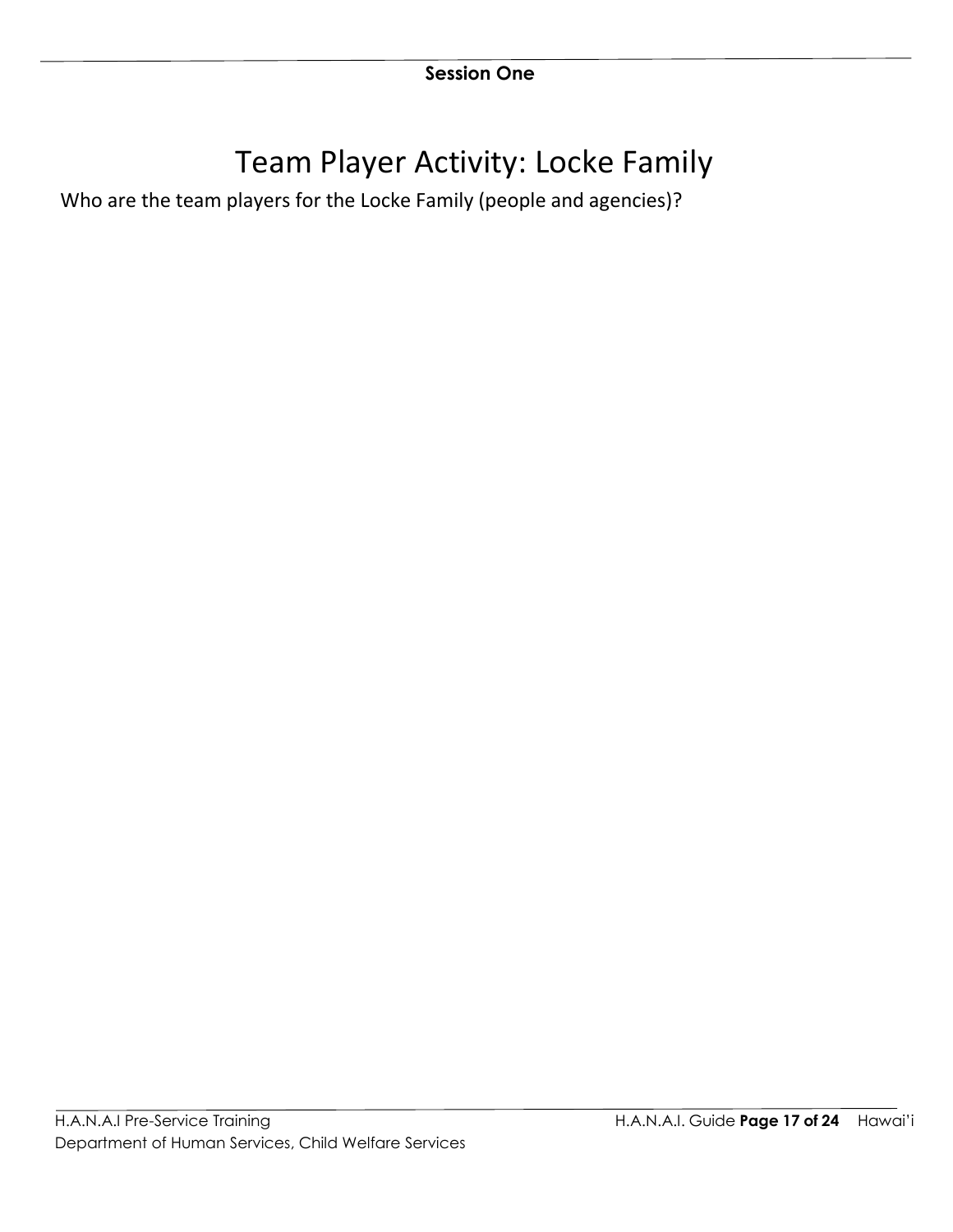# Team Player Activity: Locke Family

Who are the team players for the Locke Family (people and agencies)?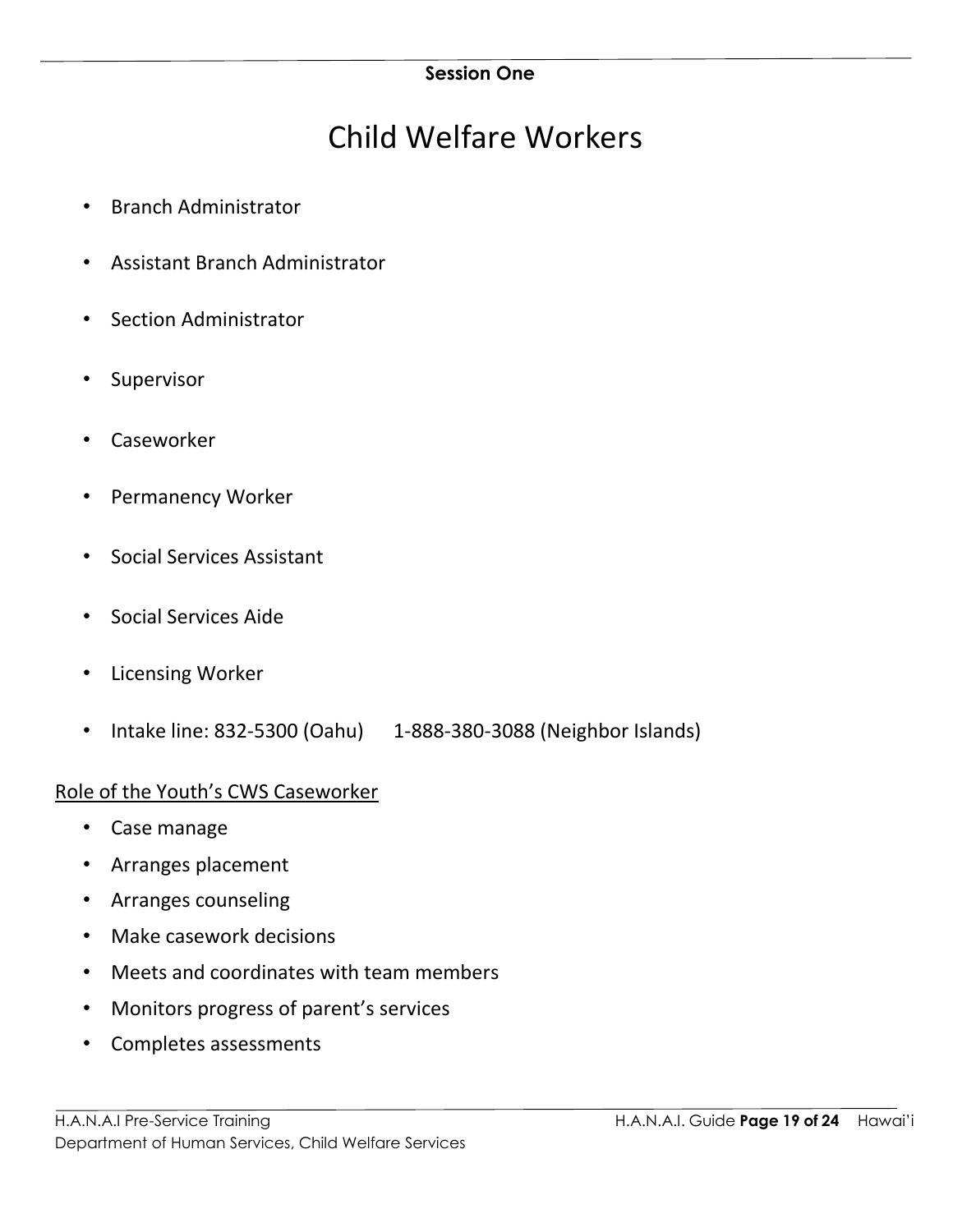**Session One**

# Child Welfare Workers

- Branch Administrator
- Assistant Branch Administrator
- Section Administrator
- Supervisor
- Caseworker
- Permanency Worker
- Social Services Assistant
- Social Services Aide
- Licensing Worker
- Intake line: 832-5300 (Oahu)      1-888-380-3088 (Neighbor Islands)

<u>Role of the Youth's CWS Caseworker</u>

- Case manage
- Arranges placement
- Arranges counseling
- Make casework decisions
- Meets and coordinates with team members
- Monitors progress of parent's services
- Completes assessments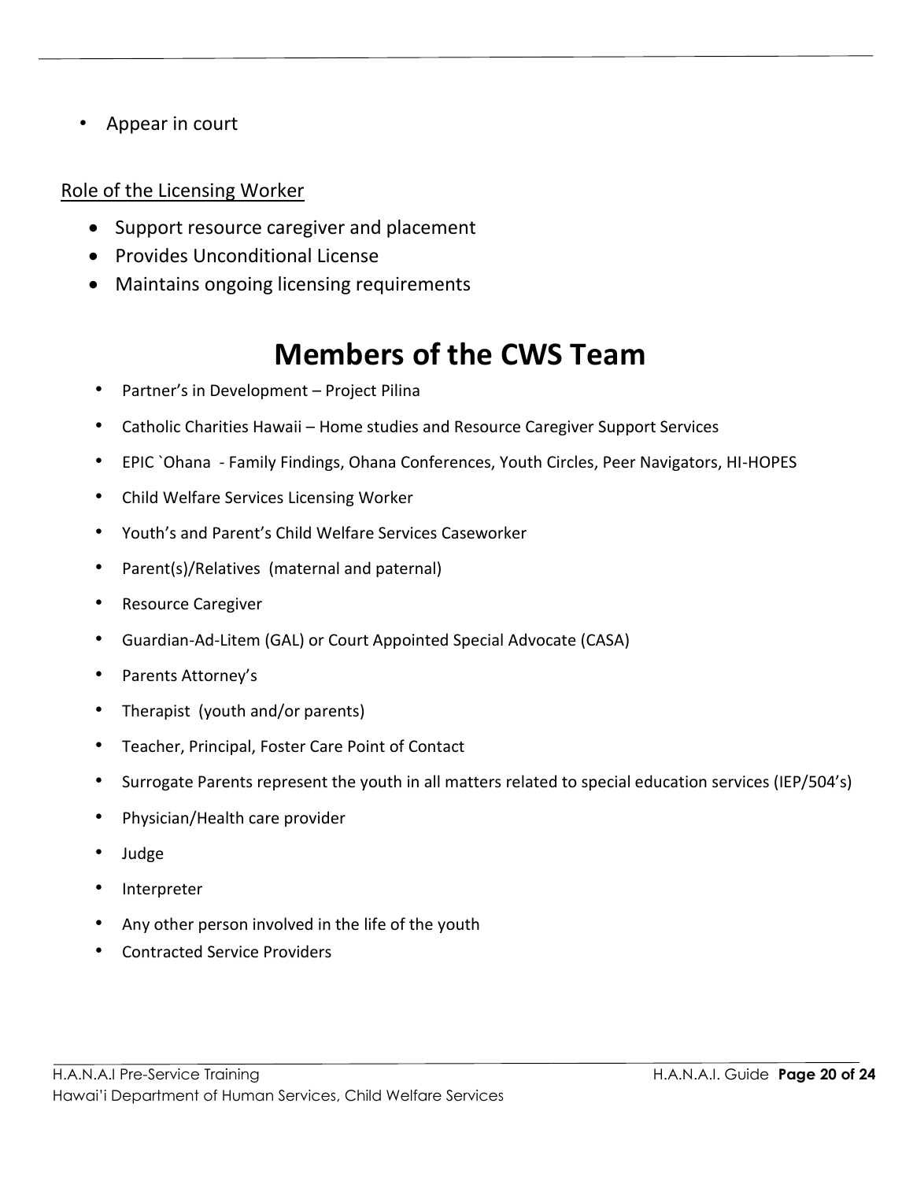- Appear in court

Role of the Licensing Worker

- Support resource caregiver and placement
- Provides Unconditional License
- Maintains ongoing licensing requirements

# Members of the CWS Team

- Partner's in Development – Project Pilina
- Catholic Charities Hawaii – Home studies and Resource Caregiver Support Services
- EPIC `Ohana - Family Findings, Ohana Conferences, Youth Circles, Peer Navigators, HI-HOPES
- Child Welfare Services Licensing Worker
- Youth's and Parent's Child Welfare Services Caseworker
- Parent(s)/Relatives (maternal and paternal)
- Resource Caregiver
- Guardian-Ad-Litem (GAL) or Court Appointed Special Advocate (CASA)
- Parents Attorney's
- Therapist (youth and/or parents)
- Teacher, Principal, Foster Care Point of Contact
- Surrogate Parents represent the youth in all matters related to special education services (IEP/504's)
- Physician/Health care provider
- Judge
- Interpreter
- Any other person involved in the life of the youth
- Contracted Service Providers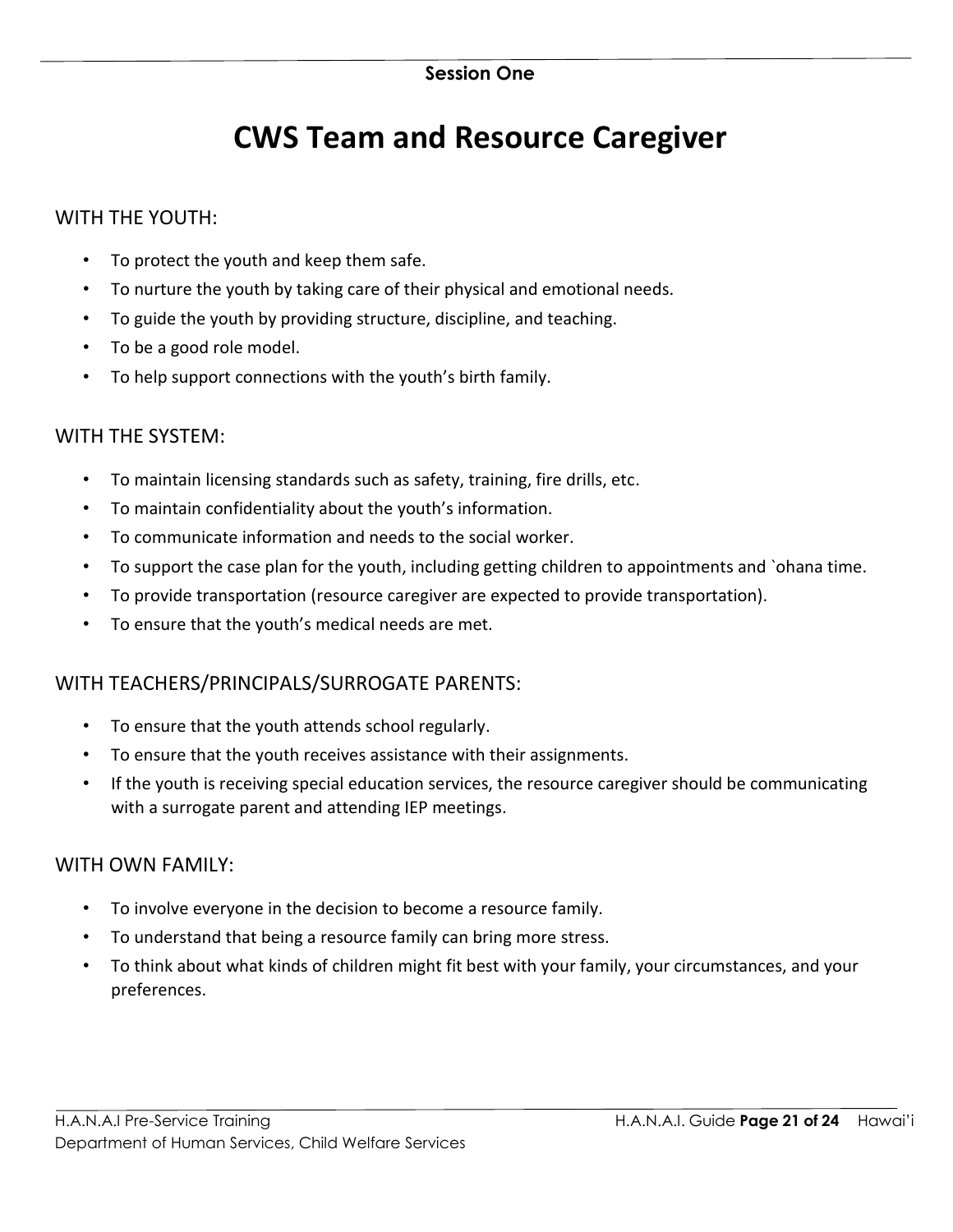# CWS Team and Resource Caregiver

## WITH THE YOUTH:

- To protect the youth and keep them safe.
- To nurture the youth by taking care of their physical and emotional needs.
- To guide the youth by providing structure, discipline, and teaching.
- To be a good role model.
- To help support connections with the youth's birth family.

## WITH THE SYSTEM:

- To maintain licensing standards such as safety, training, fire drills, etc.
- To maintain confidentiality about the youth's information.
- To communicate information and needs to the social worker.
- To support the case plan for the youth, including getting children to appointments and `ohana time.
- To provide transportation (resource caregiver are expected to provide transportation).
- To ensure that the youth's medical needs are met.

## WITH TEACHERS/PRINCIPALS/SURROGATE PARENTS:

- To ensure that the youth attends school regularly.
- To ensure that the youth receives assistance with their assignments.
- If the youth is receiving special education services, the resource caregiver should be communicating with a surrogate parent and attending IEP meetings.

## WITH OWN FAMILY:

- To involve everyone in the decision to become a resource family.
- To understand that being a resource family can bring more stress.
- To think about what kinds of children might fit best with your family, your circumstances, and your preferences.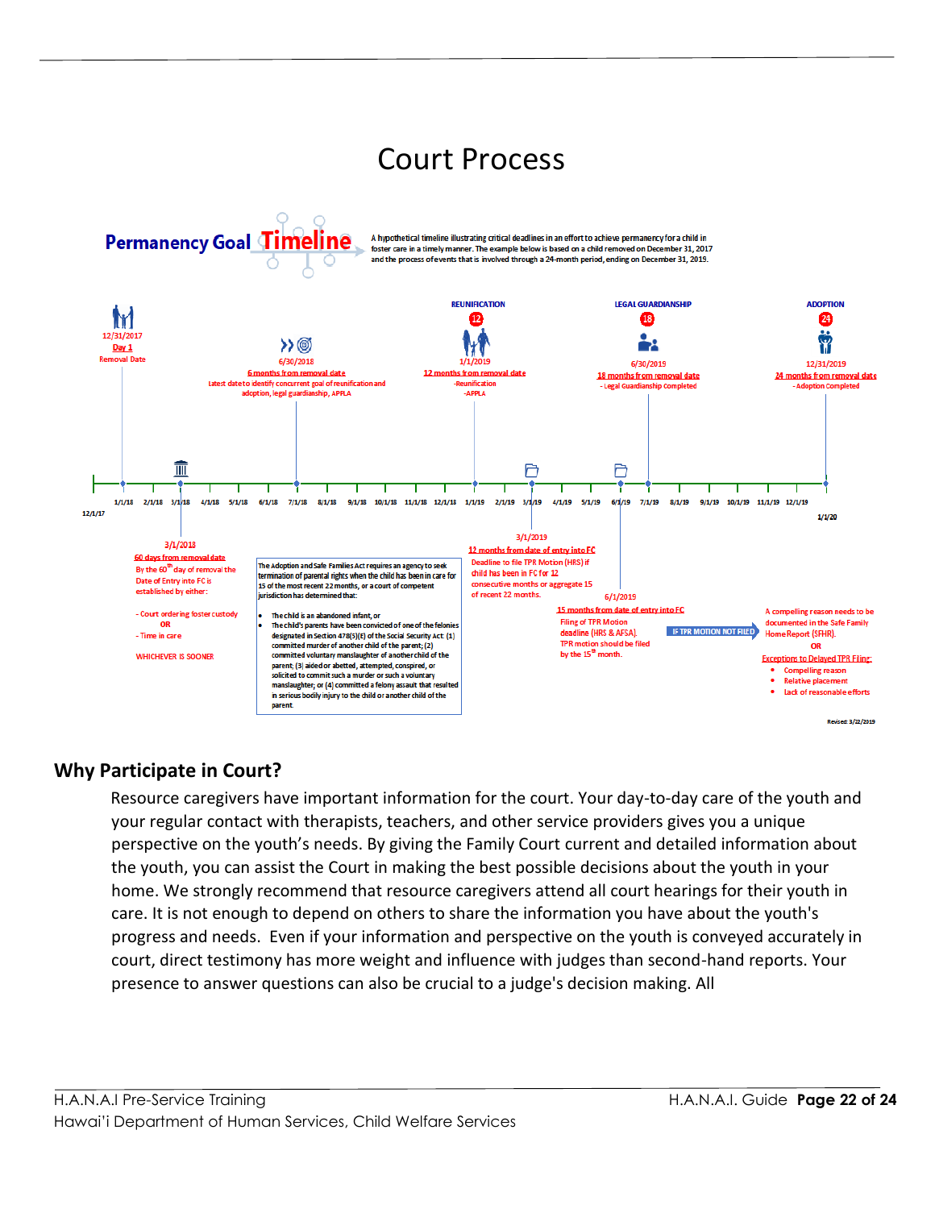# Court Process

**Permanency Goal Timeline**

A hypothetical timeline illustrating critical deadlines in an effort to achieve permanency for a child in foster care in a timely manner. The example below is based on a child removed on December 31, 2017 and the process of events that is involved through a 24-month period, ending on December 31, 2019.

**12/31/2017**
Day 1
Removal Date

**6/30/2018**
6 months from removal date
Latest date to identify concurrent goal of reunification and adoption, legal guardianship, APPLA

**REUNIFICATION** (12)
**1/1/2019**
12 months from removal date
-Reunification
-APPLA

**LEGAL GUARDIANSHIP** (18)
**6/30/2019**
18 months from removal date
- Legal Guardianship completed

**ADOPTION** (24)
**12/31/2019**
24 months from removal date
- Adoption Completed

Timeline: 12/1/17, 1/1/18, 2/1/18, 3/1/18, 4/1/18, 5/1/18, 6/1/18, 7/1/18, 8/1/18, 9/1/18, 10/1/18, 11/1/18, 12/1/18, 1/1/19, 2/1/19, 3/1/19, 4/1/19, 5/1/19, 6/1/19, 7/1/19, 8/1/19, 9/1/19, 10/1/19, 11/1/19, 12/1/19, 1/1/20

**3/1/2018**
60 days from removal date
By the 60th day of removal the Date of Entry into FC is established by either:

- Court ordering foster custody
OR
- Time in care

WHICHEVER IS SOONER

The Adoption and Safe Families Act requires an agency to seek termination of parental rights when the child has been in care for 15 of the most recent 22 months, or a court of competent jurisdiction has determined that:

- The child is an abandoned infant, or
- The child's parents have been convicted of one of the felonies designated in Section 478(5)(E) of the Social Security Act: (1) committed murder of another child of the parent; (2) committed voluntary manslaughter of another child of the parent; (3) aided or abetted, attempted, conspired, or solicited to commit such a murder or such a voluntary manslaughter; or (4) committed a felony assault that resulted in serious bodily injury to the child or another child of the parent.

**3/1/2019**
12 months from date of entry into FC
Deadline to file TPR Motion (HRS) if child has been in FC for 12 consecutive months or aggregate 15 of recent 22 months.

**6/1/2019**
15 months from date of entry into FC
Filing of TPR Motion deadline (HRS & AFSA).
TPR motion should be filed by the 15th month.

IF TPR MOTION NOT FILED →

A compelling reason needs to be documented in the Safe Family Home Report (SFHR).
OR
Exceptions to Delayed TPR Filing:
- Compelling reason
- Relative placement
- Lack of reasonable efforts

Revised: 3/22/2019

## Why Participate in Court?

Resource caregivers have important information for the court. Your day-to-day care of the youth and your regular contact with therapists, teachers, and other service providers gives you a unique perspective on the youth's needs. By giving the Family Court current and detailed information about the youth, you can assist the Court in making the best possible decisions about the youth in your home. We strongly recommend that resource caregivers attend all court hearings for their youth in care. It is not enough to depend on others to share the information you have about the youth's progress and needs. Even if your information and perspective on the youth is conveyed accurately in court, direct testimony has more weight and influence with judges than second-hand reports. Your presence to answer questions can also be crucial to a judge's decision making. All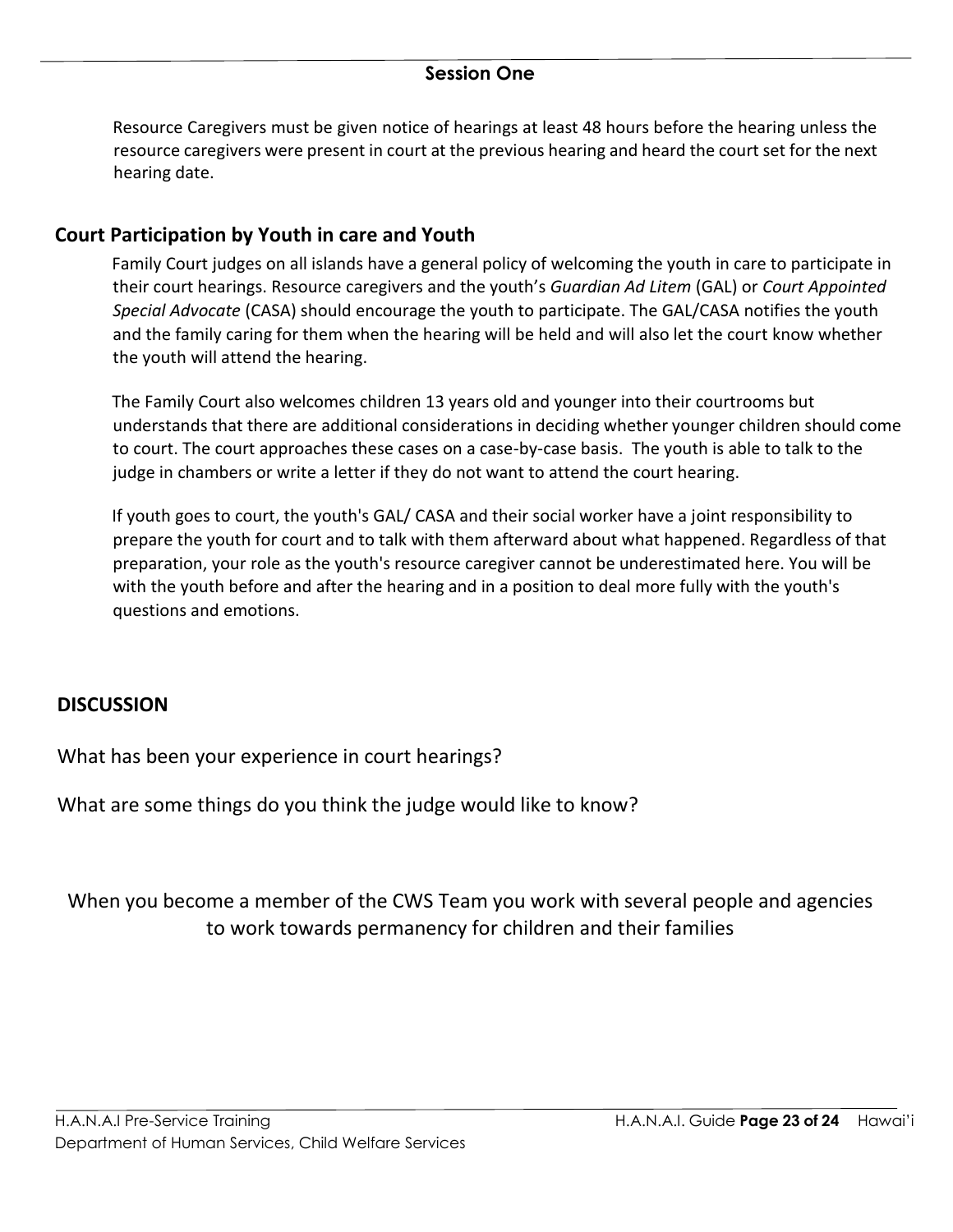Resource Caregivers must be given notice of hearings at least 48 hours before the hearing unless the resource caregivers were present in court at the previous hearing and heard the court set for the next hearing date.

## Court Participation by Youth in care and Youth

Family Court judges on all islands have a general policy of welcoming the youth in care to participate in their court hearings. Resource caregivers and the youth's *Guardian Ad Litem* (GAL) or *Court Appointed Special Advocate* (CASA) should encourage the youth to participate. The GAL/CASA notifies the youth and the family caring for them when the hearing will be held and will also let the court know whether the youth will attend the hearing.

The Family Court also welcomes children 13 years old and younger into their courtrooms but understands that there are additional considerations in deciding whether younger children should come to court. The court approaches these cases on a case-by-case basis. The youth is able to talk to the judge in chambers or write a letter if they do not want to attend the court hearing.

If youth goes to court, the youth's GAL/ CASA and their social worker have a joint responsibility to prepare the youth for court and to talk with them afterward about what happened. Regardless of that preparation, your role as the youth's resource caregiver cannot be underestimated here. You will be with the youth before and after the hearing and in a position to deal more fully with the youth's questions and emotions.

## DISCUSSION

What has been your experience in court hearings?

What are some things do you think the judge would like to know?

When you become a member of the CWS Team you work with several people and agencies to work towards permanency for children and their families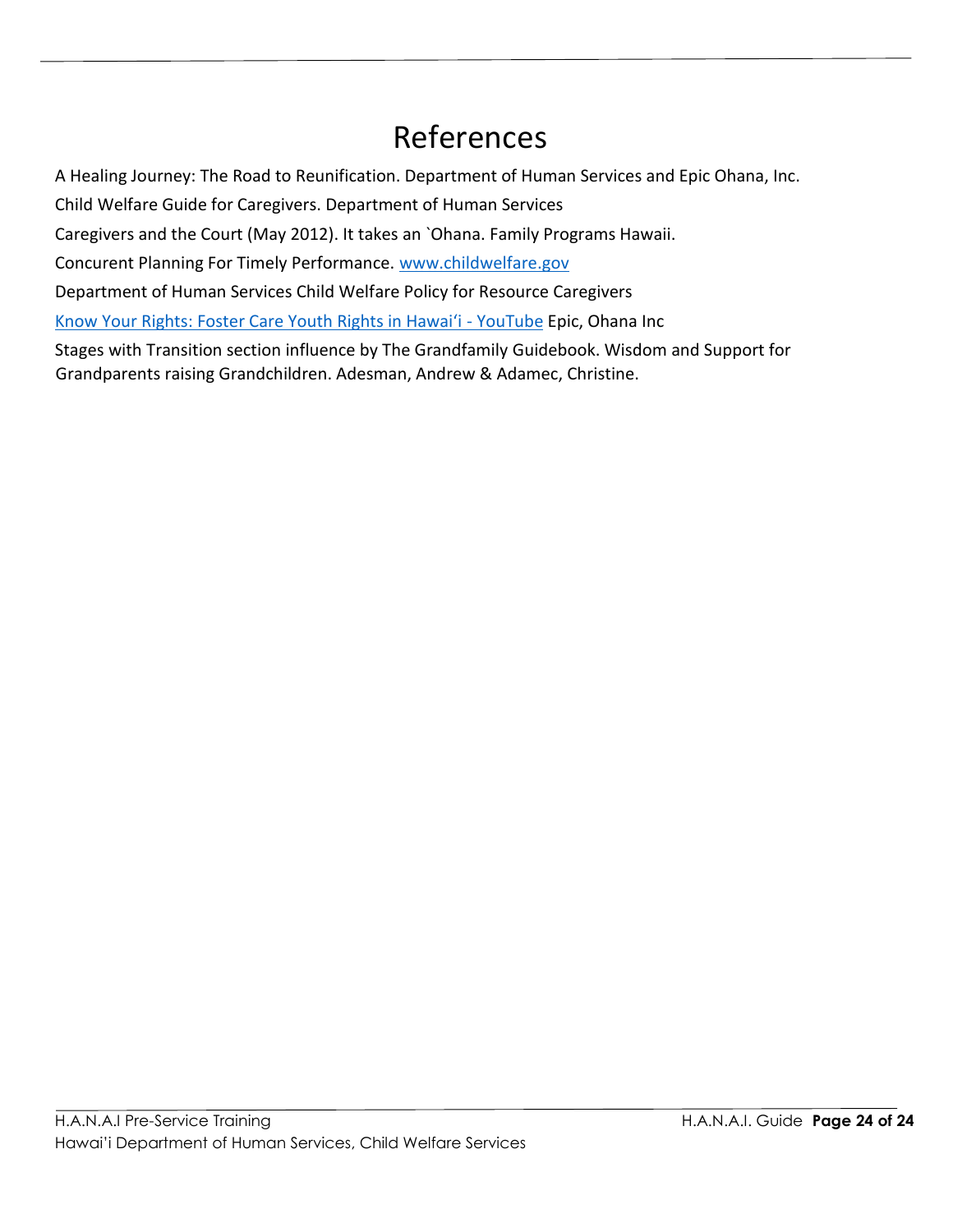# References

A Healing Journey: The Road to Reunification. Department of Human Services and Epic Ohana, Inc.

Child Welfare Guide for Caregivers. Department of Human Services

Caregivers and the Court (May 2012). It takes an `Ohana. Family Programs Hawaii.

Concurent Planning For Timely Performance. [www.childwelfare.gov](www.childwelfare.gov)

Department of Human Services Child Welfare Policy for Resource Caregivers

[Know Your Rights: Foster Care Youth Rights in Hawai'i - YouTube]() Epic, Ohana Inc

Stages with Transition section influence by The Grandfamily Guidebook. Wisdom and Support for Grandparents raising Grandchildren. Adesman, Andrew & Adamec, Christine.